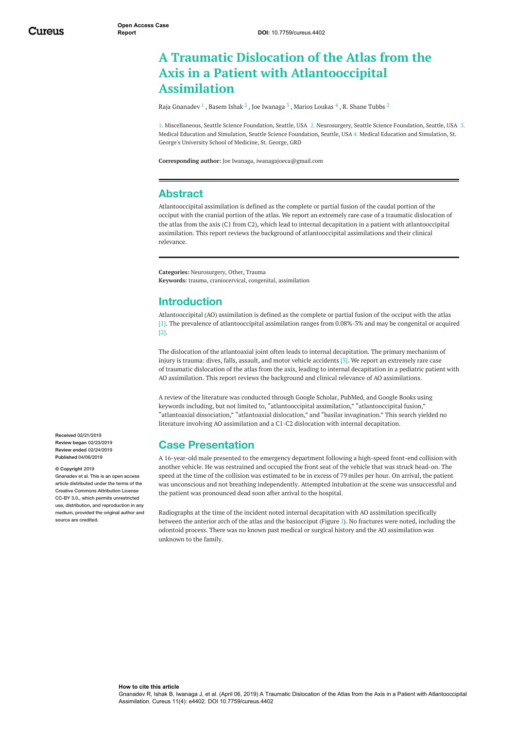# A Traumatic Dislocation of the Atlas from the Axis in a Patient with Atlantooccipital Assimilation

Raja Gnanadev [1] , Basem Ishak [2] , Joe Iwanaga [3] , Marios Loukas [4] , R. Shane Tubbs [2]

1. Miscellaneous, Seattle Science Foundation, Seattle, USA 2. Neurosurgery, Seattle Science Foundation, Seattle, USA 3. Medical Education and Simulation, Seattle Science Foundation, Seattle, USA 4. Medical Education and Simulation, St. George's University School of Medicine, St. George, GRD

**Corresponding author:** Joe Iwanaga, iwanagajoeca@gmail.com

## Abstract

Atlantooccipital assimilation is defined as the complete or partial fusion of the caudal portion of the occiput with the cranial portion of the atlas. We report an extremely rare case of a traumatic dislocation of the atlas from the axis (C1 from C2), which lead to internal decapitation in a patient with atlantooccipital assimilation. This report reviews the background of atlantooccipital assimilations and their clinical relevance.

**Categories:** Neurosurgery, Other, Trauma
**Keywords:** trauma, craniocervical, congenital, assimilation

## Introduction

Atlantooccipital (AO) assimilation is defined as the complete or partial fusion of the occiput with the atlas [1]. The prevalence of atlantooccipital assimilation ranges from 0.08%-3% and may be congenital or acquired [2].

The dislocation of the atlantoaxial joint often leads to internal decapitation. The primary mechanism of injury is trauma: dives, falls, assault, and motor vehicle accidents [3]. We report an extremely rare case of traumatic dislocation of the atlas from the axis, leading to internal decapitation in a pediatric patient with AO assimilation. This report reviews the background and clinical relevance of AO assimilations.

A review of the literature was conducted through Google Scholar, PubMed, and Google Books using keywords including, but not limited to, "atlantooccipital assimilation," "atlantooccipital fusion," "atlantoaxial dissociation," "atlantoaxial dislocation," and "basilar invagination." This search yielded no literature involving AO assimilation and a C1-C2 dislocation with internal decapitation.

**Received** 02/21/2019
**Review began** 02/23/2019
**Review ended** 02/24/2019
**Published** 04/06/2019

**© Copyright** 2019
Gnanadev et al. This is an open access article distributed under the terms of the Creative Commons Attribution License CC-BY 3.0., which permits unrestricted use, distribution, and reproduction in any medium, provided the original author and source are credited.

## Case Presentation

A 16-year-old male presented to the emergency department following a high-speed front-end collision with another vehicle. He was restrained and occupied the front seat of the vehicle that was struck head-on. The speed at the time of the collision was estimated to be in excess of 79 miles per hour. On arrival, the patient was unconscious and not breathing independently. Attempted intubation at the scene was unsuccessful and the patient was pronounced dead soon after arrival to the hospital.

Radiographs at the time of the incident noted internal decapitation with AO assimilation specifically between the anterior arch of the atlas and the basiocciput (Figure *1*). No fractures were noted, including the odontoid process. There was no known past medical or surgical history and the AO assimilation was unknown to the family.

**How to cite this article**
Gnanadev R, Ishak B, Iwanaga J, et al. (April 06, 2019) A Traumatic Dislocation of the Atlas from the Axis in a Patient with Atlantooccipital Assimilation. Cureus 11(4): e4402. DOI 10.7759/cureus.4402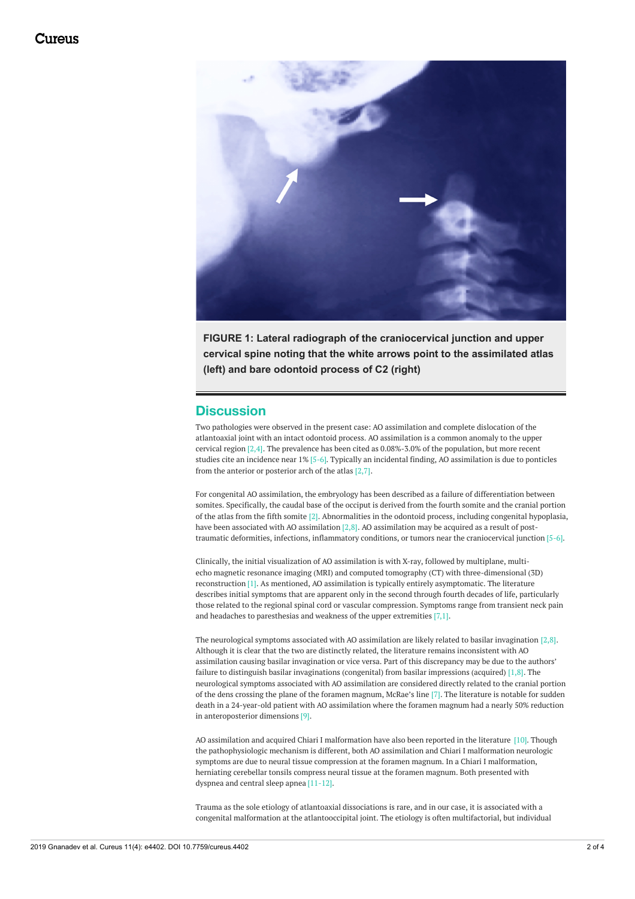FIGURE 1: Lateral radiograph of the craniocervical junction and upper cervical spine noting that the white arrows point to the assimilated atlas (left) and bare odontoid process of C2 (right)

## Discussion

Two pathologies were observed in the present case: AO assimilation and complete dislocation of the atlantoaxial joint with an intact odontoid process. AO assimilation is a common anomaly to the upper cervical region [2,4]. The prevalence has been cited as 0.08%-3.0% of the population, but more recent studies cite an incidence near 1% [5-6]. Typically an incidental finding, AO assimilation is due to ponticles from the anterior or posterior arch of the atlas [2,7].

For congenital AO assimilation, the embryology has been described as a failure of differentiation between somites. Specifically, the caudal base of the occiput is derived from the fourth somite and the cranial portion of the atlas from the fifth somite [2]. Abnormalities in the odontoid process, including congenital hypoplasia, have been associated with AO assimilation [2,8]. AO assimilation may be acquired as a result of post-traumatic deformities, infections, inflammatory conditions, or tumors near the craniocervical junction [5-6].

Clinically, the initial visualization of AO assimilation is with X-ray, followed by multiplane, multi-echo magnetic resonance imaging (MRI) and computed tomography (CT) with three-dimensional (3D) reconstruction [1]. As mentioned, AO assimilation is typically entirely asymptomatic. The literature describes initial symptoms that are apparent only in the second through fourth decades of life, particularly those related to the regional spinal cord or vascular compression. Symptoms range from transient neck pain and headaches to paresthesias and weakness of the upper extremities [7,1].

The neurological symptoms associated with AO assimilation are likely related to basilar invagination [2,8]. Although it is clear that the two are distinctly related, the literature remains inconsistent with AO assimilation causing basilar invagination or vice versa. Part of this discrepancy may be due to the authors' failure to distinguish basilar invaginations (congenital) from basilar impressions (acquired) [1,8]. The neurological symptoms associated with AO assimilation are considered directly related to the cranial portion of the dens crossing the plane of the foramen magnum, McRae's line [7]. The literature is notable for sudden death in a 24-year-old patient with AO assimilation where the foramen magnum had a nearly 50% reduction in anteroposterior dimensions [9].

AO assimilation and acquired Chiari I malformation have also been reported in the literature [10]. Though the pathophysiologic mechanism is different, both AO assimilation and Chiari I malformation neurologic symptoms are due to neural tissue compression at the foramen magnum. In a Chiari I malformation, herniating cerebellar tonsils compress neural tissue at the foramen magnum. Both presented with dyspnea and central sleep apnea [11-12].

Trauma as the sole etiology of atlantoaxial dissociations is rare, and in our case, it is associated with a congenital malformation at the atlantooccipital joint. The etiology is often multifactorial, but individual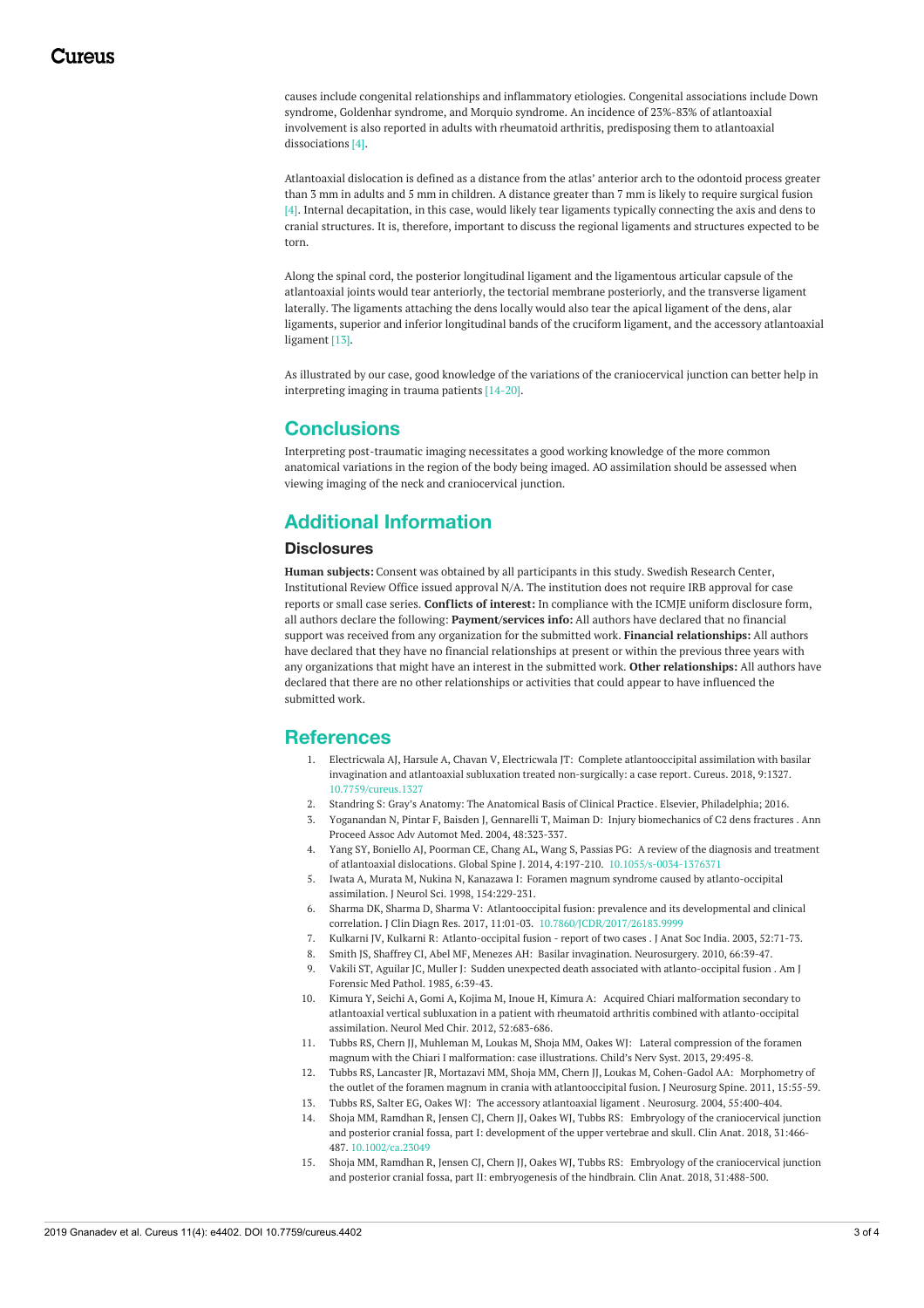causes include congenital relationships and inflammatory etiologies. Congenital associations include Down syndrome, Goldenhar syndrome, and Morquio syndrome. An incidence of 23%-83% of atlantoaxial involvement is also reported in adults with rheumatoid arthritis, predisposing them to atlantoaxial dissociations [4].

Atlantoaxial dislocation is defined as a distance from the atlas' anterior arch to the odontoid process greater than 3 mm in adults and 5 mm in children. A distance greater than 7 mm is likely to require surgical fusion [4]. Internal decapitation, in this case, would likely tear ligaments typically connecting the axis and dens to cranial structures. It is, therefore, important to discuss the regional ligaments and structures expected to be torn.

Along the spinal cord, the posterior longitudinal ligament and the ligamentous articular capsule of the atlantoaxial joints would tear anteriorly, the tectorial membrane posteriorly, and the transverse ligament laterally. The ligaments attaching the dens locally would also tear the apical ligament of the dens, alar ligaments, superior and inferior longitudinal bands of the cruciform ligament, and the accessory atlantoaxial ligament [13].

As illustrated by our case, good knowledge of the variations of the craniocervical junction can better help in interpreting imaging in trauma patients [14-20].

## Conclusions

Interpreting post-traumatic imaging necessitates a good working knowledge of the more common anatomical variations in the region of the body being imaged. AO assimilation should be assessed when viewing imaging of the neck and craniocervical junction.

## Additional Information

### Disclosures

**Human subjects:** Consent was obtained by all participants in this study. Swedish Research Center, Institutional Review Office issued approval N/A. The institution does not require IRB approval for case reports or small case series. **Conflicts of interest:** In compliance with the ICMJE uniform disclosure form, all authors declare the following: **Payment/services info:** All authors have declared that no financial support was received from any organization for the submitted work. **Financial relationships:** All authors have declared that they have no financial relationships at present or within the previous three years with any organizations that might have an interest in the submitted work. **Other relationships:** All authors have declared that there are no other relationships or activities that could appear to have influenced the submitted work.

## References

1. Electricwala AJ, Harsule A, Chavan V, Electricwala JT: Complete atlantooccipital assimilation with basilar invagination and atlantoaxial subluxation treated non-surgically: a case report. Cureus. 2018, 9:1327. 10.7759/cureus.1327
2. Standring S: Gray's Anatomy: The Anatomical Basis of Clinical Practice. Elsevier, Philadelphia; 2016.
3. Yoganandan N, Pintar F, Baisden J, Gennarelli T, Maiman D: Injury biomechanics of C2 dens fractures . Ann Proceed Assoc Adv Automot Med. 2004, 48:323-337.
4. Yang SY, Boniello AJ, Poorman CE, Chang AL, Wang S, Passias PG: A review of the diagnosis and treatment of atlantoaxial dislocations. Global Spine J. 2014, 4:197-210. 10.1055/s-0034-1376371
5. Iwata A, Murata M, Nukina N, Kanazawa I: Foramen magnum syndrome caused by atlanto-occipital assimilation. J Neurol Sci. 1998, 154:229-231.
6. Sharma DK, Sharma D, Sharma V: Atlantooccipital fusion: prevalence and its developmental and clinical correlation. J Clin Diagn Res. 2017, 11:01-03. 10.7860/JCDR/2017/26183.9999
7. Kulkarni JV, Kulkarni R: Atlanto-occipital fusion - report of two cases . J Anat Soc India. 2003, 52:71-73.
8. Smith JS, Shaffrey CI, Abel MF, Menezes AH: Basilar invagination. Neurosurgery. 2010, 66:39-47.
9. Vakili ST, Aguilar JC, Muller J: Sudden unexpected death associated with atlanto-occipital fusion . Am J Forensic Med Pathol. 1985, 6:39-43.
10. Kimura Y, Seichi A, Gomi A, Kojima M, Inoue H, Kimura A: Acquired Chiari malformation secondary to atlantoaxial vertical subluxation in a patient with rheumatoid arthritis combined with atlanto-occipital assimilation. Neurol Med Chir. 2012, 52:683-686.
11. Tubbs RS, Chern JJ, Muhleman M, Loukas M, Shoja MM, Oakes WJ: Lateral compression of the foramen magnum with the Chiari I malformation: case illustrations. Child's Nerv Syst. 2013, 29:495-8.
12. Tubbs RS, Lancaster JR, Mortazavi MM, Shoja MM, Chern JJ, Loukas M, Cohen-Gadol AA: Morphometry of the outlet of the foramen magnum in crania with atlantooccipital fusion. J Neurosurg Spine. 2011, 15:55-59.
13. Tubbs RS, Salter EG, Oakes WJ: The accessory atlantoaxial ligament . Neurosurg. 2004, 55:400-404.
14. Shoja MM, Ramdhan R, Jensen CJ, Chern JJ, Oakes WJ, Tubbs RS: Embryology of the craniocervical junction and posterior cranial fossa, part I: development of the upper vertebrae and skull. Clin Anat. 2018, 31:466-487. 10.1002/ca.23049
15. Shoja MM, Ramdhan R, Jensen CJ, Chern JJ, Oakes WJ, Tubbs RS: Embryology of the craniocervical junction and posterior cranial fossa, part II: embryogenesis of the hindbrain. Clin Anat. 2018, 31:488-500.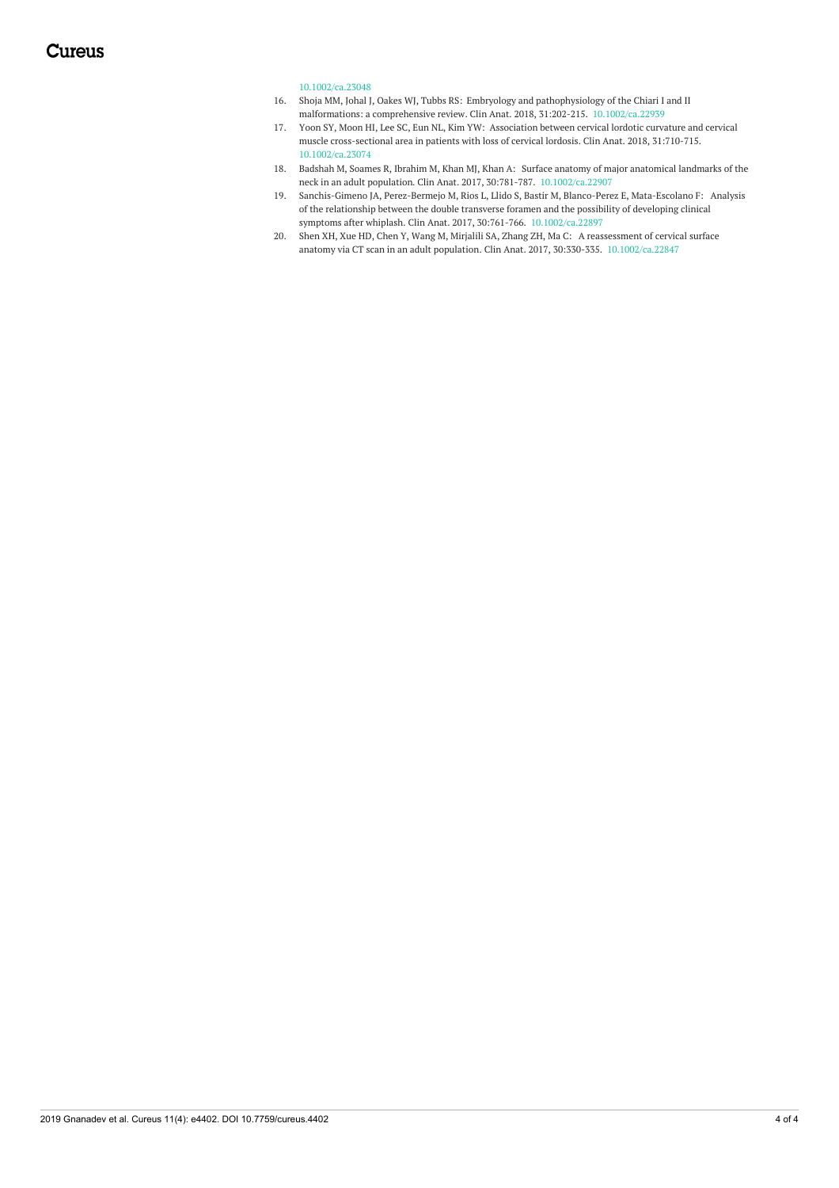10.1002/ca.23048

16. Shoja MM, Johal J, Oakes WJ, Tubbs RS: Embryology and pathophysiology of the Chiari I and II malformations: a comprehensive review. Clin Anat. 2018, 31:202-215. 10.1002/ca.22939
17. Yoon SY, Moon HI, Lee SC, Eun NL, Kim YW: Association between cervical lordotic curvature and cervical muscle cross-sectional area in patients with loss of cervical lordosis. Clin Anat. 2018, 31:710-715. 10.1002/ca.23074
18. Badshah M, Soames R, Ibrahim M, Khan MJ, Khan A: Surface anatomy of major anatomical landmarks of the neck in an adult population. Clin Anat. 2017, 30:781-787. 10.1002/ca.22907
19. Sanchis-Gimeno JA, Perez-Bermejo M, Rios L, Llido S, Bastir M, Blanco-Perez E, Mata-Escolano F: Analysis of the relationship between the double transverse foramen and the possibility of developing clinical symptoms after whiplash. Clin Anat. 2017, 30:761-766. 10.1002/ca.22897
20. Shen XH, Xue HD, Chen Y, Wang M, Mirjalili SA, Zhang ZH, Ma C: A reassessment of cervical surface anatomy via CT scan in an adult population. Clin Anat. 2017, 30:330-335. 10.1002/ca.22847